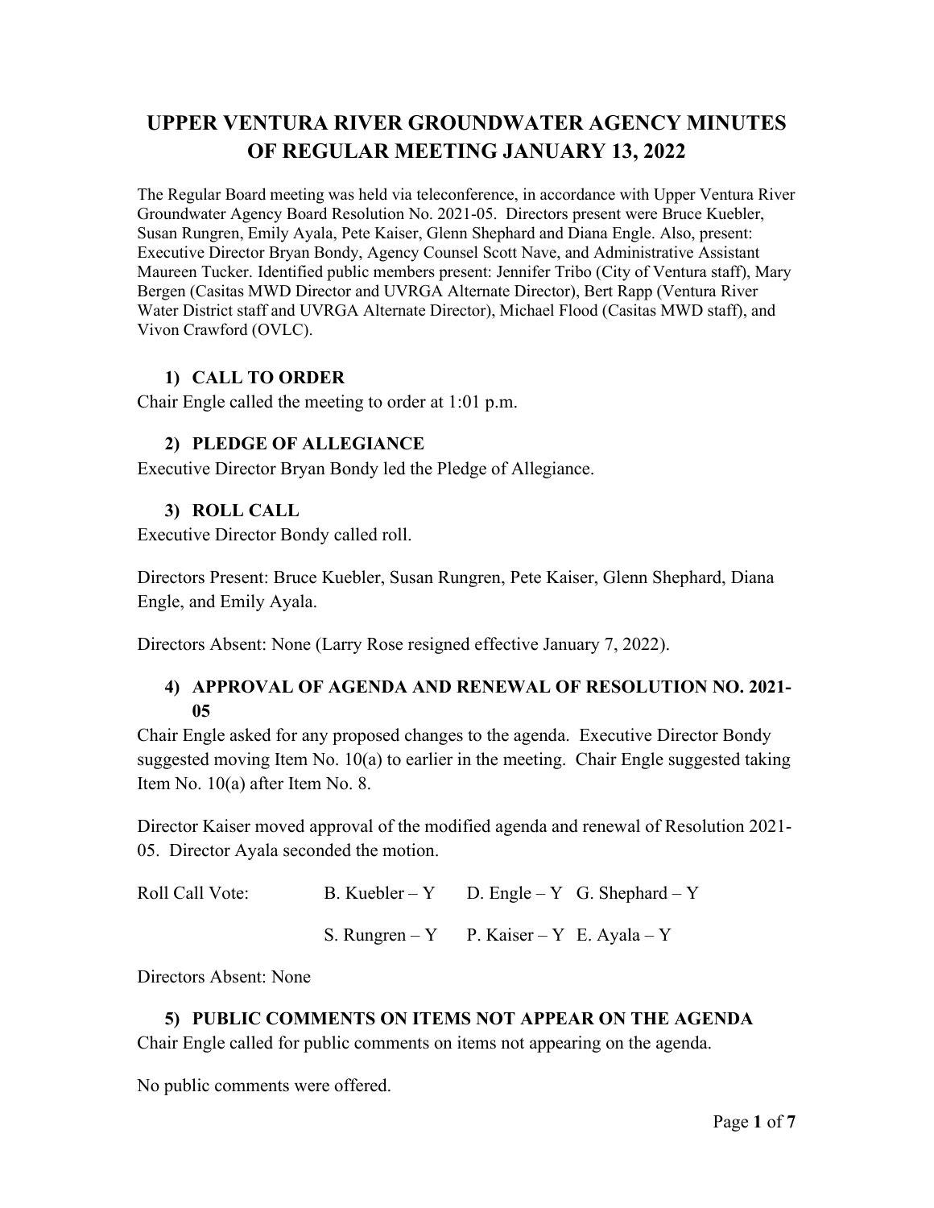# UPPER VENTURA RIVER GROUNDWATER AGENCY MINUTES OF REGULAR MEETING JANUARY 13, 2022

The Regular Board meeting was held via teleconference, in accordance with Upper Ventura River Groundwater Agency Board Resolution No. 2021-05. Directors present were Bruce Kuebler, Susan Rungren, Emily Ayala, Pete Kaiser, Glenn Shephard and Diana Engle. Also, present: Executive Director Bryan Bondy, Agency Counsel Scott Nave, and Administrative Assistant Maureen Tucker. Identified public members present: Jennifer Tribo (City of Ventura staff), Mary Bergen (Casitas MWD Director and UVRGA Alternate Director), Bert Rapp (Ventura River Water District staff and UVRGA Alternate Director), Michael Flood (Casitas MWD staff), and Vivon Crawford (OVLC).

## 1) CALL TO ORDER

Chair Engle called the meeting to order at 1:01 p.m.

## 2) PLEDGE OF ALLEGIANCE

Executive Director Bryan Bondy led the Pledge of Allegiance.

## 3) ROLL CALL

Executive Director Bondy called roll.

Directors Present: Bruce Kuebler, Susan Rungren, Pete Kaiser, Glenn Shephard, Diana Engle, and Emily Ayala.

Directors Absent: None (Larry Rose resigned effective January 7, 2022).

## 4) APPROVAL OF AGENDA AND RENEWAL OF RESOLUTION NO. 2021-05

Chair Engle asked for any proposed changes to the agenda. Executive Director Bondy suggested moving Item No. 10(a) to earlier in the meeting. Chair Engle suggested taking Item No. 10(a) after Item No. 8.

Director Kaiser moved approval of the modified agenda and renewal of Resolution 2021-05. Director Ayala seconded the motion.

| Roll Call Vote: | B. Kuebler – Y | D. Engle – Y | G. Shephard – Y |
|---|---|---|---|
| | S. Rungren – Y | P. Kaiser – Y | E. Ayala – Y |

Directors Absent: None

## 5) PUBLIC COMMENTS ON ITEMS NOT APPEAR ON THE AGENDA

Chair Engle called for public comments on items not appearing on the agenda.

No public comments were offered.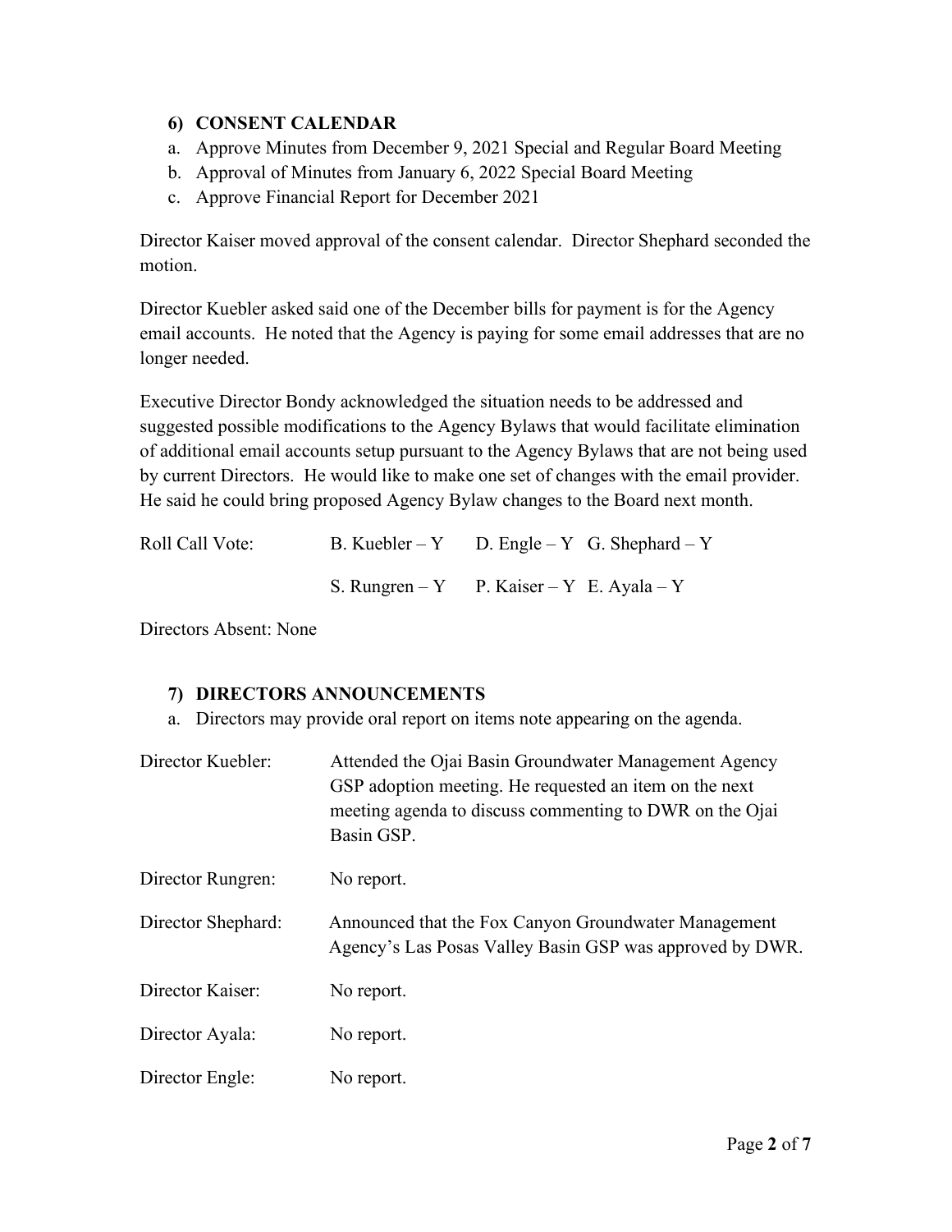### 6) CONSENT CALENDAR

a. Approve Minutes from December 9, 2021 Special and Regular Board Meeting
b. Approval of Minutes from January 6, 2022 Special Board Meeting
c. Approve Financial Report for December 2021

Director Kaiser moved approval of the consent calendar. Director Shephard seconded the motion.

Director Kuebler asked said one of the December bills for payment is for the Agency email accounts. He noted that the Agency is paying for some email addresses that are no longer needed.

Executive Director Bondy acknowledged the situation needs to be addressed and suggested possible modifications to the Agency Bylaws that would facilitate elimination of additional email accounts setup pursuant to the Agency Bylaws that are not being used by current Directors. He would like to make one set of changes with the email provider. He said he could bring proposed Agency Bylaw changes to the Board next month.

Roll Call Vote: B. Kuebler – Y D. Engle – Y G. Shephard – Y

S. Rungren – Y P. Kaiser – Y E. Ayala – Y

Directors Absent: None

### 7) DIRECTORS ANNOUNCEMENTS

a. Directors may provide oral report on items note appearing on the agenda.

| | |
|---|---|
| Director Kuebler: | Attended the Ojai Basin Groundwater Management Agency GSP adoption meeting. He requested an item on the next meeting agenda to discuss commenting to DWR on the Ojai Basin GSP. |
| Director Rungren: | No report. |
| Director Shephard: | Announced that the Fox Canyon Groundwater Management Agency's Las Posas Valley Basin GSP was approved by DWR. |
| Director Kaiser: | No report. |
| Director Ayala: | No report. |
| Director Engle: | No report. |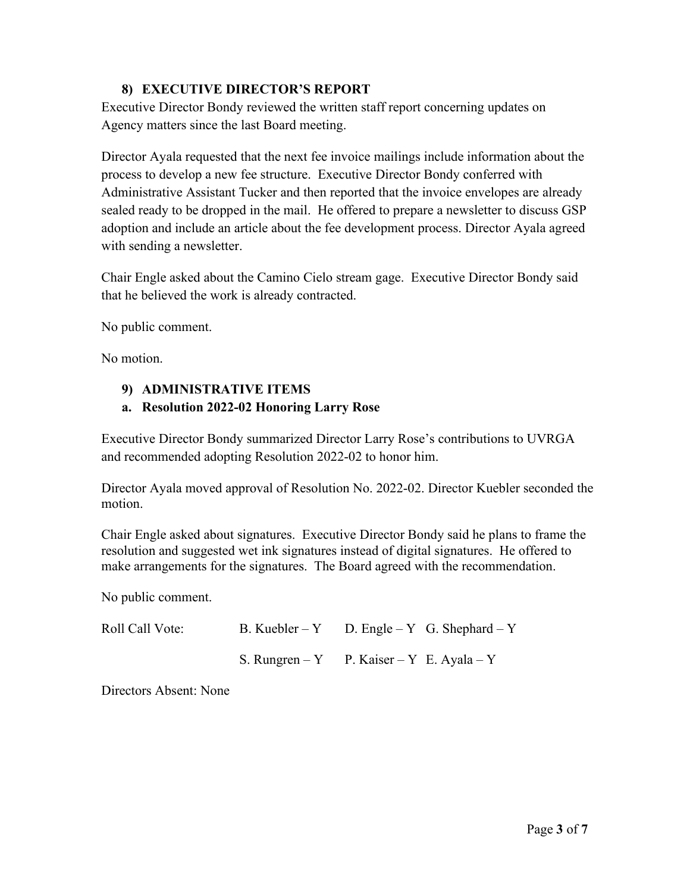### 8) EXECUTIVE DIRECTOR'S REPORT

Executive Director Bondy reviewed the written staff report concerning updates on Agency matters since the last Board meeting.

Director Ayala requested that the next fee invoice mailings include information about the process to develop a new fee structure. Executive Director Bondy conferred with Administrative Assistant Tucker and then reported that the invoice envelopes are already sealed ready to be dropped in the mail. He offered to prepare a newsletter to discuss GSP adoption and include an article about the fee development process. Director Ayala agreed with sending a newsletter.

Chair Engle asked about the Camino Cielo stream gage. Executive Director Bondy said that he believed the work is already contracted.

No public comment.

No motion.

### 9) ADMINISTRATIVE ITEMS

#### a. Resolution 2022-02 Honoring Larry Rose

Executive Director Bondy summarized Director Larry Rose's contributions to UVRGA and recommended adopting Resolution 2022-02 to honor him.

Director Ayala moved approval of Resolution No. 2022-02. Director Kuebler seconded the motion.

Chair Engle asked about signatures. Executive Director Bondy said he plans to frame the resolution and suggested wet ink signatures instead of digital signatures. He offered to make arrangements for the signatures. The Board agreed with the recommendation.

No public comment.

| Roll Call Vote: | B. Kuebler – Y | D. Engle – Y | G. Shephard – Y |
|---|---|---|---|
| | S. Rungren – Y | P. Kaiser – Y | E. Ayala – Y |

Directors Absent: None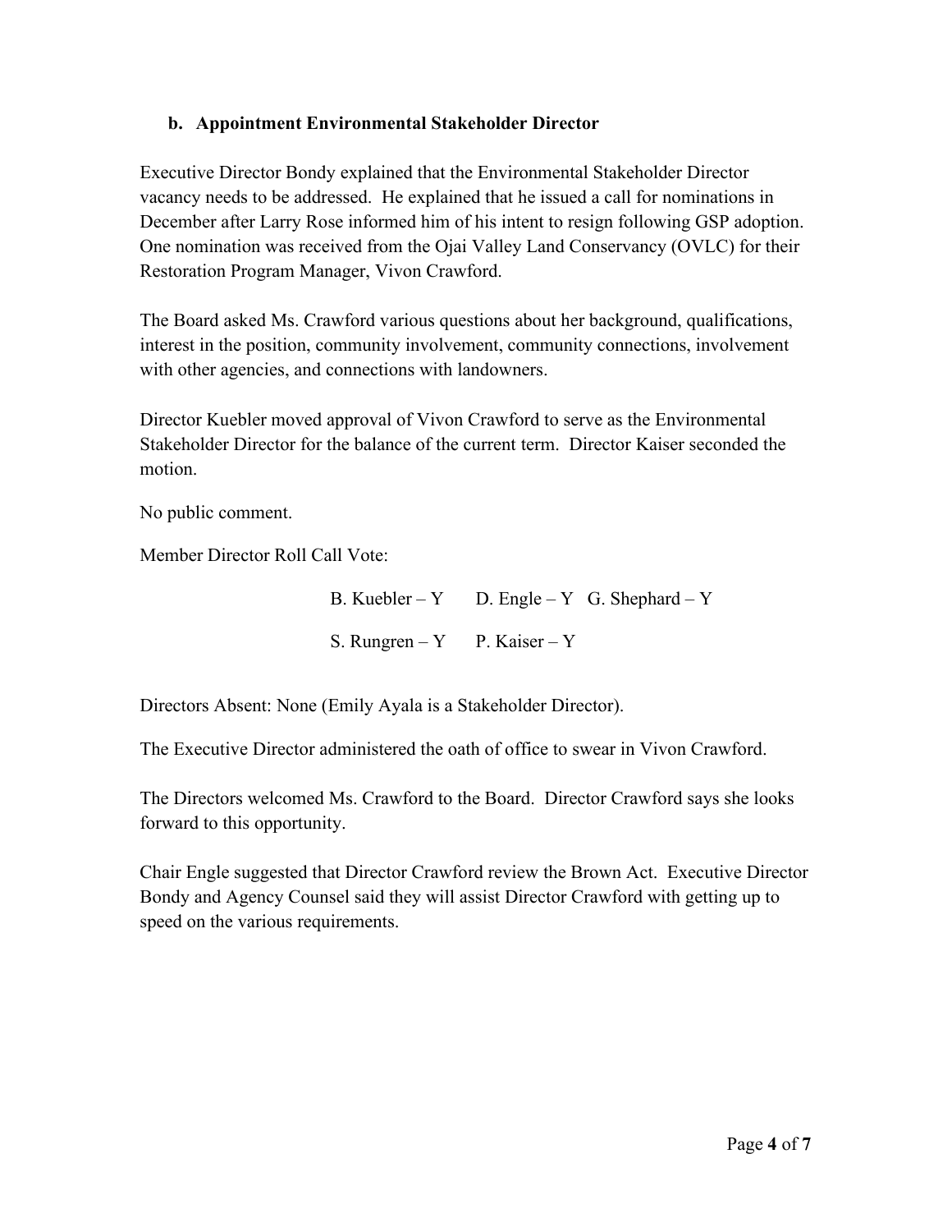### b. Appointment Environmental Stakeholder Director

Executive Director Bondy explained that the Environmental Stakeholder Director vacancy needs to be addressed. He explained that he issued a call for nominations in December after Larry Rose informed him of his intent to resign following GSP adoption. One nomination was received from the Ojai Valley Land Conservancy (OVLC) for their Restoration Program Manager, Vivon Crawford.

The Board asked Ms. Crawford various questions about her background, qualifications, interest in the position, community involvement, community connections, involvement with other agencies, and connections with landowners.

Director Kuebler moved approval of Vivon Crawford to serve as the Environmental Stakeholder Director for the balance of the current term. Director Kaiser seconded the motion.

No public comment.

Member Director Roll Call Vote:

B. Kuebler – Y D. Engle – Y G. Shephard – Y

S. Rungren – Y P. Kaiser – Y

Directors Absent: None (Emily Ayala is a Stakeholder Director).

The Executive Director administered the oath of office to swear in Vivon Crawford.

The Directors welcomed Ms. Crawford to the Board. Director Crawford says she looks forward to this opportunity.

Chair Engle suggested that Director Crawford review the Brown Act. Executive Director Bondy and Agency Counsel said they will assist Director Crawford with getting up to speed on the various requirements.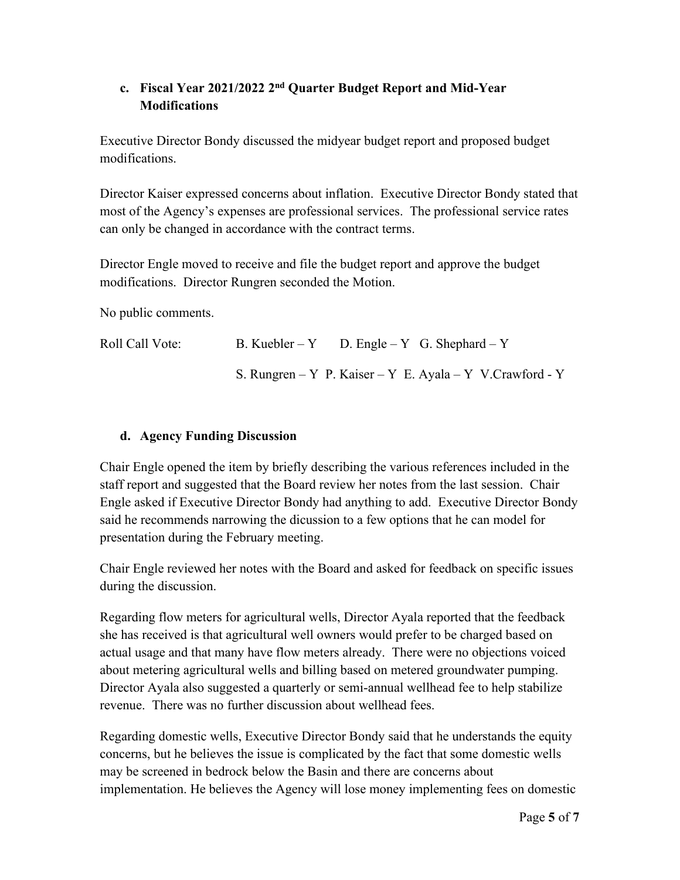### c. Fiscal Year 2021/2022 2nd Quarter Budget Report and Mid-Year Modifications

Executive Director Bondy discussed the midyear budget report and proposed budget modifications.

Director Kaiser expressed concerns about inflation. Executive Director Bondy stated that most of the Agency's expenses are professional services. The professional service rates can only be changed in accordance with the contract terms.

Director Engle moved to receive and file the budget report and approve the budget modifications. Director Rungren seconded the Motion.

No public comments.

Roll Call Vote: B. Kuebler – Y D. Engle – Y G. Shephard – Y

S. Rungren – Y P. Kaiser – Y E. Ayala – Y V.Crawford - Y

### d. Agency Funding Discussion

Chair Engle opened the item by briefly describing the various references included in the staff report and suggested that the Board review her notes from the last session. Chair Engle asked if Executive Director Bondy had anything to add. Executive Director Bondy said he recommends narrowing the dicussion to a few options that he can model for presentation during the February meeting.

Chair Engle reviewed her notes with the Board and asked for feedback on specific issues during the discussion.

Regarding flow meters for agricultural wells, Director Ayala reported that the feedback she has received is that agricultural well owners would prefer to be charged based on actual usage and that many have flow meters already. There were no objections voiced about metering agricultural wells and billing based on metered groundwater pumping. Director Ayala also suggested a quarterly or semi-annual wellhead fee to help stabilize revenue. There was no further discussion about wellhead fees.

Regarding domestic wells, Executive Director Bondy said that he understands the equity concerns, but he believes the issue is complicated by the fact that some domestic wells may be screened in bedrock below the Basin and there are concerns about implementation. He believes the Agency will lose money implementing fees on domestic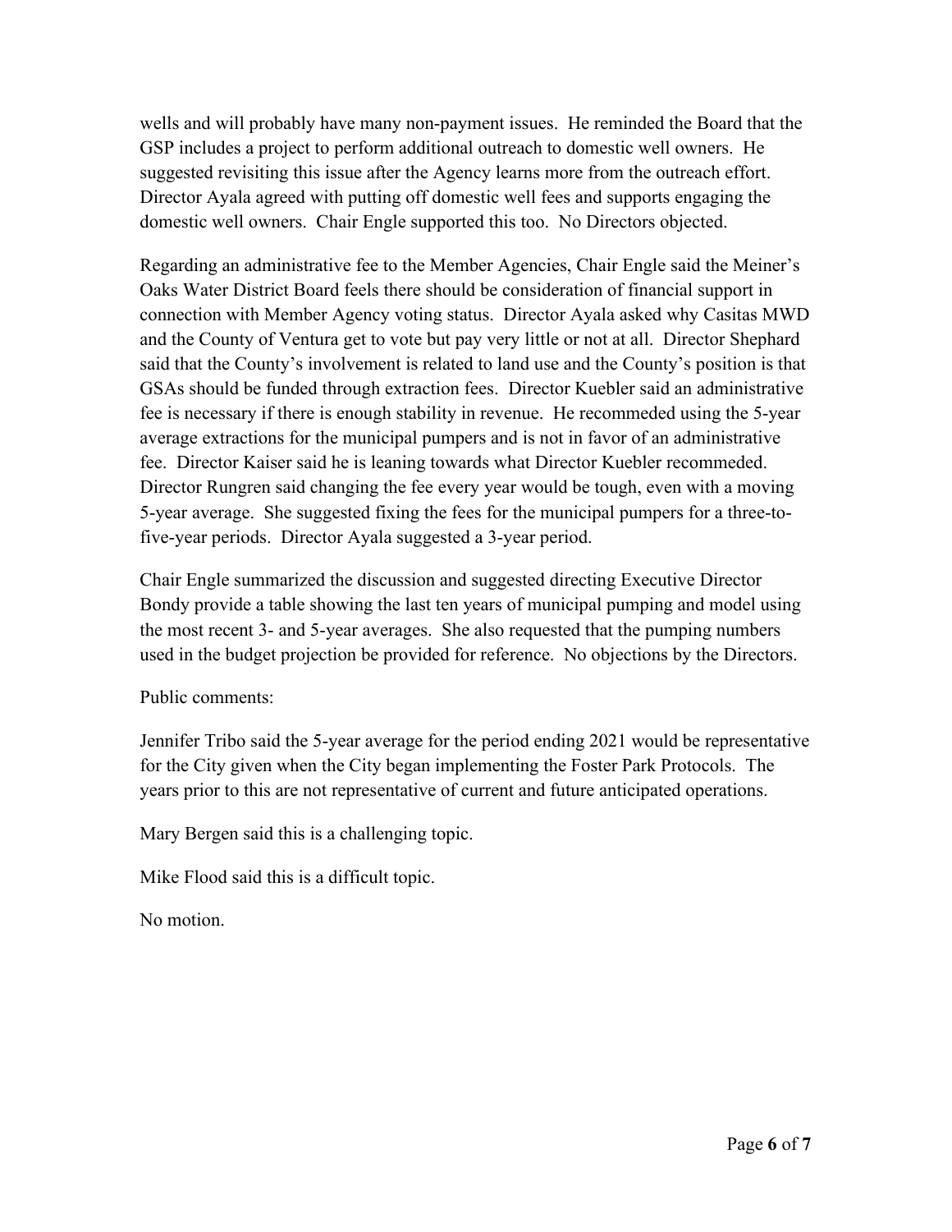wells and will probably have many non-payment issues. He reminded the Board that the GSP includes a project to perform additional outreach to domestic well owners. He suggested revisiting this issue after the Agency learns more from the outreach effort. Director Ayala agreed with putting off domestic well fees and supports engaging the domestic well owners. Chair Engle supported this too. No Directors objected.

Regarding an administrative fee to the Member Agencies, Chair Engle said the Meiner's Oaks Water District Board feels there should be consideration of financial support in connection with Member Agency voting status. Director Ayala asked why Casitas MWD and the County of Ventura get to vote but pay very little or not at all. Director Shephard said that the County's involvement is related to land use and the County's position is that GSAs should be funded through extraction fees. Director Kuebler said an administrative fee is necessary if there is enough stability in revenue. He recommeded using the 5-year average extractions for the municipal pumpers and is not in favor of an administrative fee. Director Kaiser said he is leaning towards what Director Kuebler recommeded. Director Rungren said changing the fee every year would be tough, even with a moving 5-year average. She suggested fixing the fees for the municipal pumpers for a three-to-five-year periods. Director Ayala suggested a 3-year period.

Chair Engle summarized the discussion and suggested directing Executive Director Bondy provide a table showing the last ten years of municipal pumping and model using the most recent 3- and 5-year averages. She also requested that the pumping numbers used in the budget projection be provided for reference. No objections by the Directors.

Public comments:

Jennifer Tribo said the 5-year average for the period ending 2021 would be representative for the City given when the City began implementing the Foster Park Protocols. The years prior to this are not representative of current and future anticipated operations.

Mary Bergen said this is a challenging topic.

Mike Flood said this is a difficult topic.

No motion.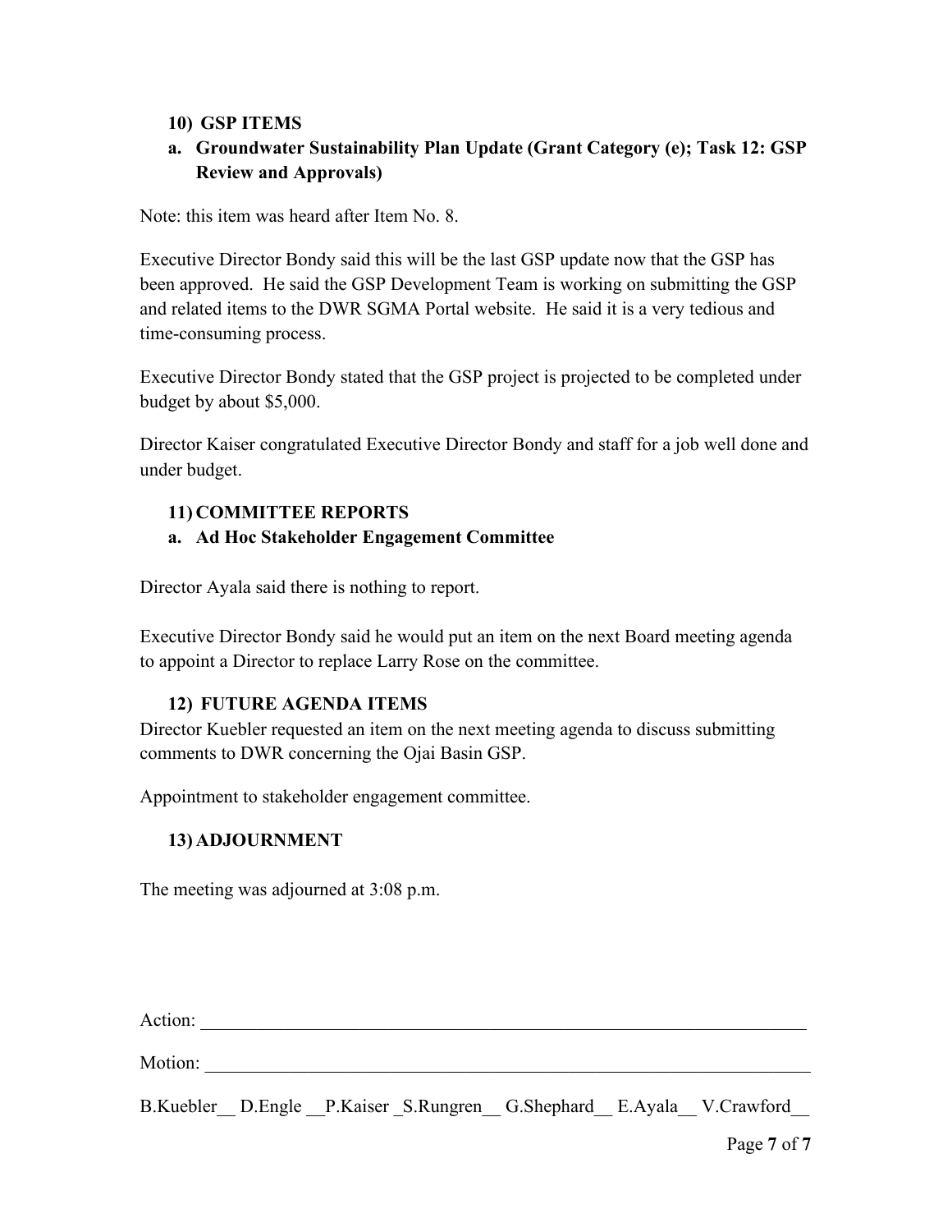**10) GSP ITEMS**

**a. Groundwater Sustainability Plan Update (Grant Category (e); Task 12: GSP Review and Approvals)**

Note: this item was heard after Item No. 8.

Executive Director Bondy said this will be the last GSP update now that the GSP has been approved. He said the GSP Development Team is working on submitting the GSP and related items to the DWR SGMA Portal website. He said it is a very tedious and time-consuming process.

Executive Director Bondy stated that the GSP project is projected to be completed under budget by about $5,000.

Director Kaiser congratulated Executive Director Bondy and staff for a job well done and under budget.

**11) COMMITTEE REPORTS**

**a. Ad Hoc Stakeholder Engagement Committee**

Director Ayala said there is nothing to report.

Executive Director Bondy said he would put an item on the next Board meeting agenda to appoint a Director to replace Larry Rose on the committee.

**12) FUTURE AGENDA ITEMS**

Director Kuebler requested an item on the next meeting agenda to discuss submitting comments to DWR concerning the Ojai Basin GSP.

Appointment to stakeholder engagement committee.

**13) ADJOURNMENT**

The meeting was adjourned at 3:08 p.m.

Action: ______________________________________________________________________

Motion: ______________________________________________________________________

B.Kuebler__ D.Engle __P.Kaiser _S.Rungren__ G.Shephard__ E.Ayala__ V.Crawford__